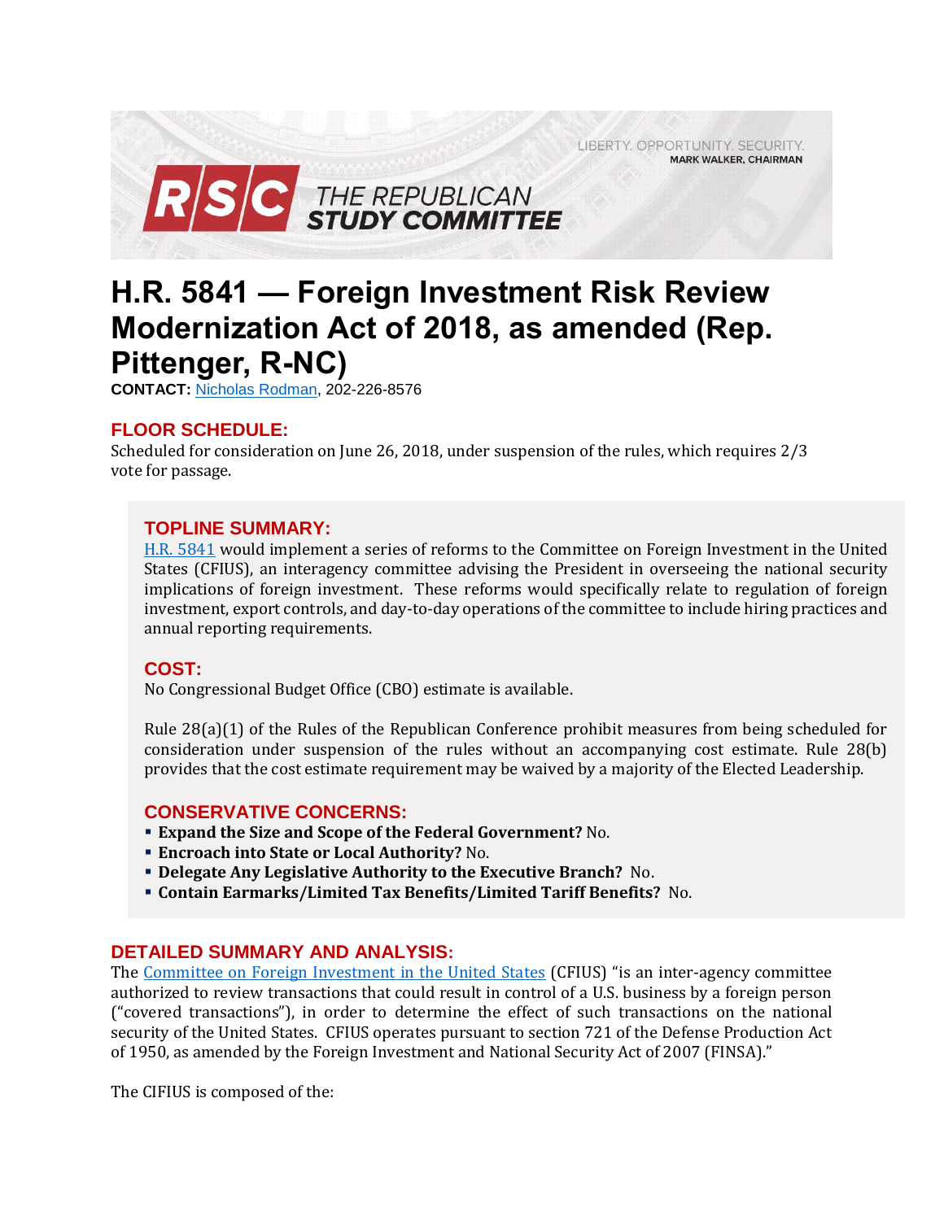LIBERTY. OPPORTUNITY. SECURITY.
MARK WALKER, CHAIRMAN

RSC THE REPUBLICAN STUDY COMMITTEE

# H.R. 5841 — Foreign Investment Risk Review Modernization Act of 2018, as amended (Rep. Pittenger, R-NC)

**CONTACT:** Nicholas Rodman, 202-226-8576

## FLOOR SCHEDULE:

Scheduled for consideration on June 26, 2018, under suspension of the rules, which requires 2/3 vote for passage.

## TOPLINE SUMMARY:

H.R. 5841 would implement a series of reforms to the Committee on Foreign Investment in the United States (CFIUS), an interagency committee advising the President in overseeing the national security implications of foreign investment. These reforms would specifically relate to regulation of foreign investment, export controls, and day-to-day operations of the committee to include hiring practices and annual reporting requirements.

## COST:

No Congressional Budget Office (CBO) estimate is available.

Rule 28(a)(1) of the Rules of the Republican Conference prohibit measures from being scheduled for consideration under suspension of the rules without an accompanying cost estimate. Rule 28(b) provides that the cost estimate requirement may be waived by a majority of the Elected Leadership.

## CONSERVATIVE CONCERNS:

- **Expand the Size and Scope of the Federal Government?** No.
- **Encroach into State or Local Authority?** No.
- **Delegate Any Legislative Authority to the Executive Branch?** No.
- **Contain Earmarks/Limited Tax Benefits/Limited Tariff Benefits?** No.

## DETAILED SUMMARY AND ANALYSIS:

The Committee on Foreign Investment in the United States (CFIUS) "is an inter-agency committee authorized to review transactions that could result in control of a U.S. business by a foreign person ("covered transactions"), in order to determine the effect of such transactions on the national security of the United States. CFIUS operates pursuant to section 721 of the Defense Production Act of 1950, as amended by the Foreign Investment and National Security Act of 2007 (FINSA)."

The CIFIUS is composed of the: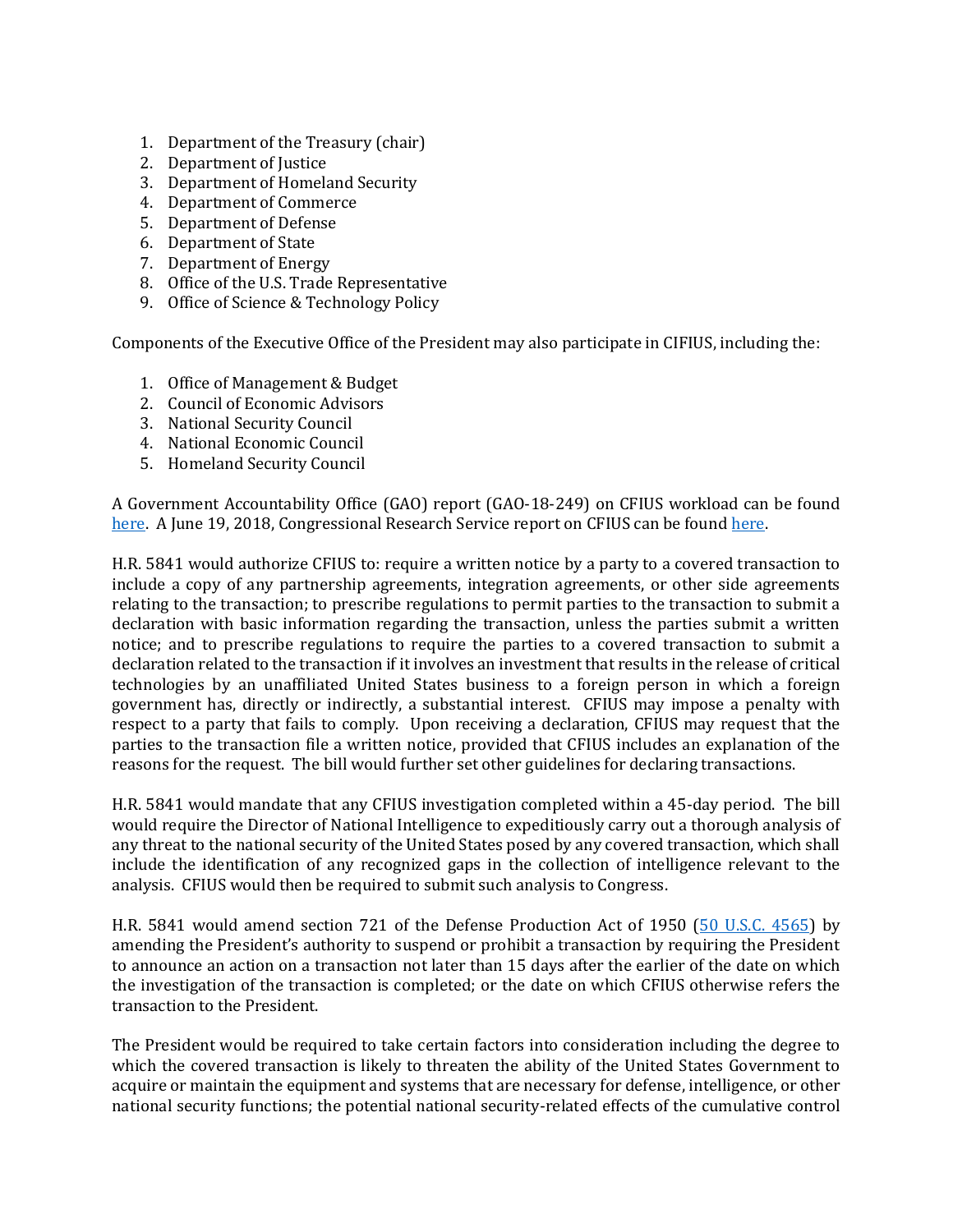1. Department of the Treasury (chair)
2. Department of Justice
3. Department of Homeland Security
4. Department of Commerce
5. Department of Defense
6. Department of State
7. Department of Energy
8. Office of the U.S. Trade Representative
9. Office of Science & Technology Policy

Components of the Executive Office of the President may also participate in CIFIUS, including the:

1. Office of Management & Budget
2. Council of Economic Advisors
3. National Security Council
4. National Economic Council
5. Homeland Security Council

A Government Accountability Office (GAO) report (GAO-18-249) on CFIUS workload can be found here. A June 19, 2018, Congressional Research Service report on CFIUS can be found here.

H.R. 5841 would authorize CFIUS to: require a written notice by a party to a covered transaction to include a copy of any partnership agreements, integration agreements, or other side agreements relating to the transaction; to prescribe regulations to permit parties to the transaction to submit a declaration with basic information regarding the transaction, unless the parties submit a written notice; and to prescribe regulations to require the parties to a covered transaction to submit a declaration related to the transaction if it involves an investment that results in the release of critical technologies by an unaffiliated United States business to a foreign person in which a foreign government has, directly or indirectly, a substantial interest. CFIUS may impose a penalty with respect to a party that fails to comply. Upon receiving a declaration, CFIUS may request that the parties to the transaction file a written notice, provided that CFIUS includes an explanation of the reasons for the request. The bill would further set other guidelines for declaring transactions.

H.R. 5841 would mandate that any CFIUS investigation completed within a 45-day period. The bill would require the Director of National Intelligence to expeditiously carry out a thorough analysis of any threat to the national security of the United States posed by any covered transaction, which shall include the identification of any recognized gaps in the collection of intelligence relevant to the analysis. CFIUS would then be required to submit such analysis to Congress.

H.R. 5841 would amend section 721 of the Defense Production Act of 1950 (50 U.S.C. 4565) by amending the President's authority to suspend or prohibit a transaction by requiring the President to announce an action on a transaction not later than 15 days after the earlier of the date on which the investigation of the transaction is completed; or the date on which CFIUS otherwise refers the transaction to the President.

The President would be required to take certain factors into consideration including the degree to which the covered transaction is likely to threaten the ability of the United States Government to acquire or maintain the equipment and systems that are necessary for defense, intelligence, or other national security functions; the potential national security-related effects of the cumulative control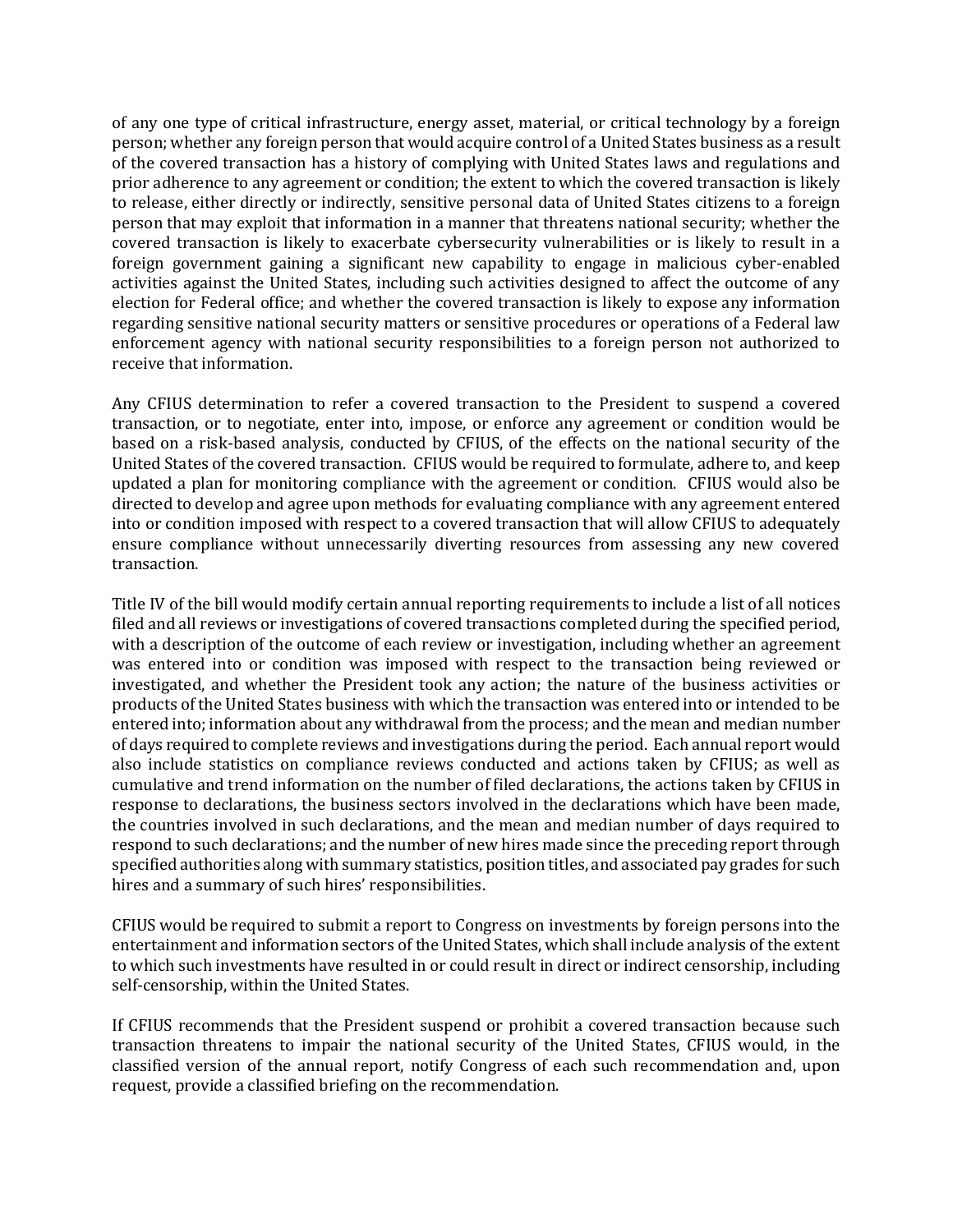of any one type of critical infrastructure, energy asset, material, or critical technology by a foreign person; whether any foreign person that would acquire control of a United States business as a result of the covered transaction has a history of complying with United States laws and regulations and prior adherence to any agreement or condition; the extent to which the covered transaction is likely to release, either directly or indirectly, sensitive personal data of United States citizens to a foreign person that may exploit that information in a manner that threatens national security; whether the covered transaction is likely to exacerbate cybersecurity vulnerabilities or is likely to result in a foreign government gaining a significant new capability to engage in malicious cyber-enabled activities against the United States, including such activities designed to affect the outcome of any election for Federal office; and whether the covered transaction is likely to expose any information regarding sensitive national security matters or sensitive procedures or operations of a Federal law enforcement agency with national security responsibilities to a foreign person not authorized to receive that information.

Any CFIUS determination to refer a covered transaction to the President to suspend a covered transaction, or to negotiate, enter into, impose, or enforce any agreement or condition would be based on a risk-based analysis, conducted by CFIUS, of the effects on the national security of the United States of the covered transaction. CFIUS would be required to formulate, adhere to, and keep updated a plan for monitoring compliance with the agreement or condition. CFIUS would also be directed to develop and agree upon methods for evaluating compliance with any agreement entered into or condition imposed with respect to a covered transaction that will allow CFIUS to adequately ensure compliance without unnecessarily diverting resources from assessing any new covered transaction.

Title IV of the bill would modify certain annual reporting requirements to include a list of all notices filed and all reviews or investigations of covered transactions completed during the specified period, with a description of the outcome of each review or investigation, including whether an agreement was entered into or condition was imposed with respect to the transaction being reviewed or investigated, and whether the President took any action; the nature of the business activities or products of the United States business with which the transaction was entered into or intended to be entered into; information about any withdrawal from the process; and the mean and median number of days required to complete reviews and investigations during the period. Each annual report would also include statistics on compliance reviews conducted and actions taken by CFIUS; as well as cumulative and trend information on the number of filed declarations, the actions taken by CFIUS in response to declarations, the business sectors involved in the declarations which have been made, the countries involved in such declarations, and the mean and median number of days required to respond to such declarations; and the number of new hires made since the preceding report through specified authorities along with summary statistics, position titles, and associated pay grades for such hires and a summary of such hires' responsibilities.

CFIUS would be required to submit a report to Congress on investments by foreign persons into the entertainment and information sectors of the United States, which shall include analysis of the extent to which such investments have resulted in or could result in direct or indirect censorship, including self-censorship, within the United States.

If CFIUS recommends that the President suspend or prohibit a covered transaction because such transaction threatens to impair the national security of the United States, CFIUS would, in the classified version of the annual report, notify Congress of each such recommendation and, upon request, provide a classified briefing on the recommendation.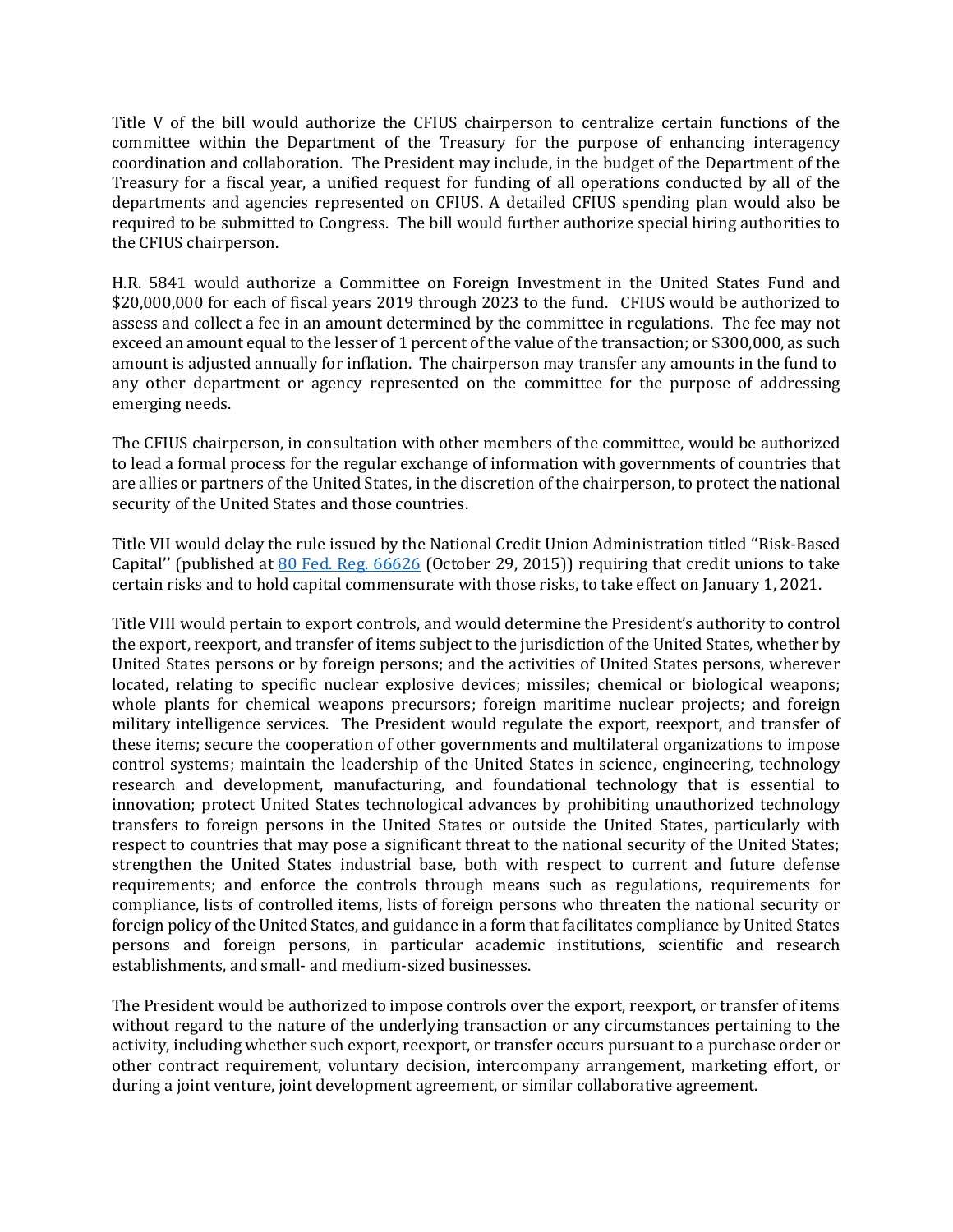Title V of the bill would authorize the CFIUS chairperson to centralize certain functions of the committee within the Department of the Treasury for the purpose of enhancing interagency coordination and collaboration. The President may include, in the budget of the Department of the Treasury for a fiscal year, a unified request for funding of all operations conducted by all of the departments and agencies represented on CFIUS. A detailed CFIUS spending plan would also be required to be submitted to Congress. The bill would further authorize special hiring authorities to the CFIUS chairperson.

H.R. 5841 would authorize a Committee on Foreign Investment in the United States Fund and $20,000,000 for each of fiscal years 2019 through 2023 to the fund. CFIUS would be authorized to assess and collect a fee in an amount determined by the committee in regulations. The fee may not exceed an amount equal to the lesser of 1 percent of the value of the transaction; or $300,000, as such amount is adjusted annually for inflation. The chairperson may transfer any amounts in the fund to any other department or agency represented on the committee for the purpose of addressing emerging needs.

The CFIUS chairperson, in consultation with other members of the committee, would be authorized to lead a formal process for the regular exchange of information with governments of countries that are allies or partners of the United States, in the discretion of the chairperson, to protect the national security of the United States and those countries.

Title VII would delay the rule issued by the National Credit Union Administration titled "Risk-Based Capital'' (published at [80 Fed. Reg. 66626](https://www.federalregister.gov) (October 29, 2015)) requiring that credit unions to take certain risks and to hold capital commensurate with those risks, to take effect on January 1, 2021.

Title VIII would pertain to export controls, and would determine the President's authority to control the export, reexport, and transfer of items subject to the jurisdiction of the United States, whether by United States persons or by foreign persons; and the activities of United States persons, wherever located, relating to specific nuclear explosive devices; missiles; chemical or biological weapons; whole plants for chemical weapons precursors; foreign maritime nuclear projects; and foreign military intelligence services. The President would regulate the export, reexport, and transfer of these items; secure the cooperation of other governments and multilateral organizations to impose control systems; maintain the leadership of the United States in science, engineering, technology research and development, manufacturing, and foundational technology that is essential to innovation; protect United States technological advances by prohibiting unauthorized technology transfers to foreign persons in the United States or outside the United States, particularly with respect to countries that may pose a significant threat to the national security of the United States; strengthen the United States industrial base, both with respect to current and future defense requirements; and enforce the controls through means such as regulations, requirements for compliance, lists of controlled items, lists of foreign persons who threaten the national security or foreign policy of the United States, and guidance in a form that facilitates compliance by United States persons and foreign persons, in particular academic institutions, scientific and research establishments, and small- and medium-sized businesses.

The President would be authorized to impose controls over the export, reexport, or transfer of items without regard to the nature of the underlying transaction or any circumstances pertaining to the activity, including whether such export, reexport, or transfer occurs pursuant to a purchase order or other contract requirement, voluntary decision, intercompany arrangement, marketing effort, or during a joint venture, joint development agreement, or similar collaborative agreement.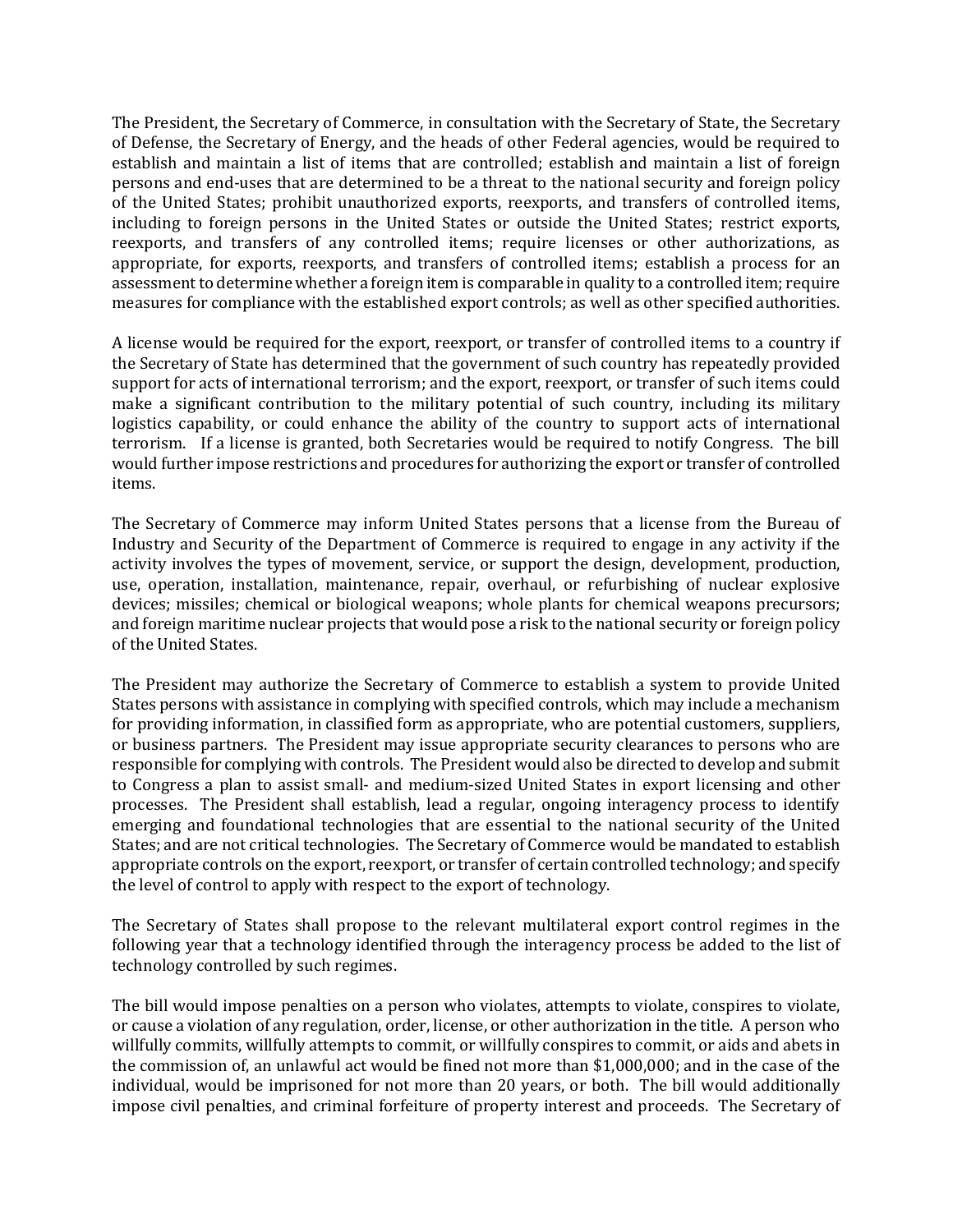The President, the Secretary of Commerce, in consultation with the Secretary of State, the Secretary of Defense, the Secretary of Energy, and the heads of other Federal agencies, would be required to establish and maintain a list of items that are controlled; establish and maintain a list of foreign persons and end-uses that are determined to be a threat to the national security and foreign policy of the United States; prohibit unauthorized exports, reexports, and transfers of controlled items, including to foreign persons in the United States or outside the United States; restrict exports, reexports, and transfers of any controlled items; require licenses or other authorizations, as appropriate, for exports, reexports, and transfers of controlled items; establish a process for an assessment to determine whether a foreign item is comparable in quality to a controlled item; require measures for compliance with the established export controls; as well as other specified authorities.

A license would be required for the export, reexport, or transfer of controlled items to a country if the Secretary of State has determined that the government of such country has repeatedly provided support for acts of international terrorism; and the export, reexport, or transfer of such items could make a significant contribution to the military potential of such country, including its military logistics capability, or could enhance the ability of the country to support acts of international terrorism. If a license is granted, both Secretaries would be required to notify Congress. The bill would further impose restrictions and procedures for authorizing the export or transfer of controlled items.

The Secretary of Commerce may inform United States persons that a license from the Bureau of Industry and Security of the Department of Commerce is required to engage in any activity if the activity involves the types of movement, service, or support the design, development, production, use, operation, installation, maintenance, repair, overhaul, or refurbishing of nuclear explosive devices; missiles; chemical or biological weapons; whole plants for chemical weapons precursors; and foreign maritime nuclear projects that would pose a risk to the national security or foreign policy of the United States.

The President may authorize the Secretary of Commerce to establish a system to provide United States persons with assistance in complying with specified controls, which may include a mechanism for providing information, in classified form as appropriate, who are potential customers, suppliers, or business partners. The President may issue appropriate security clearances to persons who are responsible for complying with controls. The President would also be directed to develop and submit to Congress a plan to assist small- and medium-sized United States in export licensing and other processes. The President shall establish, lead a regular, ongoing interagency process to identify emerging and foundational technologies that are essential to the national security of the United States; and are not critical technologies. The Secretary of Commerce would be mandated to establish appropriate controls on the export, reexport, or transfer of certain controlled technology; and specify the level of control to apply with respect to the export of technology.

The Secretary of States shall propose to the relevant multilateral export control regimes in the following year that a technology identified through the interagency process be added to the list of technology controlled by such regimes.

The bill would impose penalties on a person who violates, attempts to violate, conspires to violate, or cause a violation of any regulation, order, license, or other authorization in the title. A person who willfully commits, willfully attempts to commit, or willfully conspires to commit, or aids and abets in the commission of, an unlawful act would be fined not more than $1,000,000; and in the case of the individual, would be imprisoned for not more than 20 years, or both. The bill would additionally impose civil penalties, and criminal forfeiture of property interest and proceeds. The Secretary of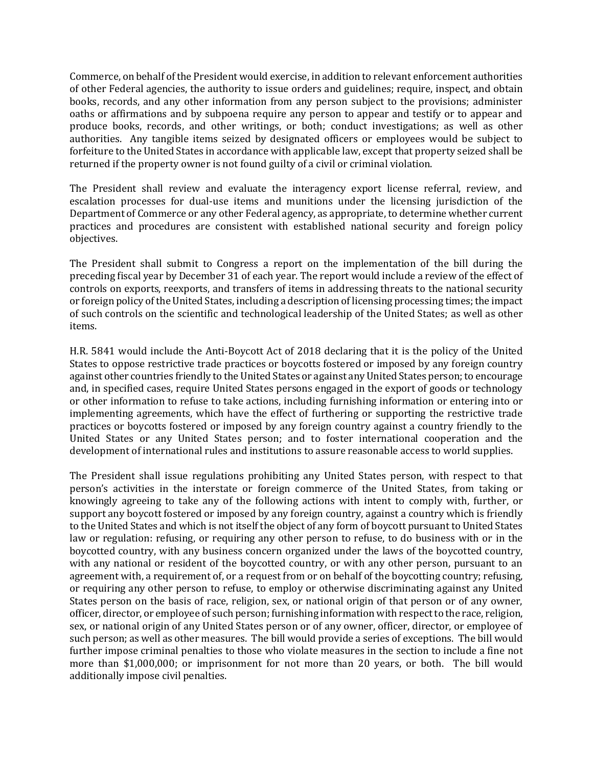Commerce, on behalf of the President would exercise, in addition to relevant enforcement authorities of other Federal agencies, the authority to issue orders and guidelines; require, inspect, and obtain books, records, and any other information from any person subject to the provisions; administer oaths or affirmations and by subpoena require any person to appear and testify or to appear and produce books, records, and other writings, or both; conduct investigations; as well as other authorities. Any tangible items seized by designated officers or employees would be subject to forfeiture to the United States in accordance with applicable law, except that property seized shall be returned if the property owner is not found guilty of a civil or criminal violation.

The President shall review and evaluate the interagency export license referral, review, and escalation processes for dual-use items and munitions under the licensing jurisdiction of the Department of Commerce or any other Federal agency, as appropriate, to determine whether current practices and procedures are consistent with established national security and foreign policy objectives.

The President shall submit to Congress a report on the implementation of the bill during the preceding fiscal year by December 31 of each year. The report would include a review of the effect of controls on exports, reexports, and transfers of items in addressing threats to the national security or foreign policy of the United States, including a description of licensing processing times; the impact of such controls on the scientific and technological leadership of the United States; as well as other items.

H.R. 5841 would include the Anti-Boycott Act of 2018 declaring that it is the policy of the United States to oppose restrictive trade practices or boycotts fostered or imposed by any foreign country against other countries friendly to the United States or against any United States person; to encourage and, in specified cases, require United States persons engaged in the export of goods or technology or other information to refuse to take actions, including furnishing information or entering into or implementing agreements, which have the effect of furthering or supporting the restrictive trade practices or boycotts fostered or imposed by any foreign country against a country friendly to the United States or any United States person; and to foster international cooperation and the development of international rules and institutions to assure reasonable access to world supplies.

The President shall issue regulations prohibiting any United States person, with respect to that person's activities in the interstate or foreign commerce of the United States, from taking or knowingly agreeing to take any of the following actions with intent to comply with, further, or support any boycott fostered or imposed by any foreign country, against a country which is friendly to the United States and which is not itself the object of any form of boycott pursuant to United States law or regulation: refusing, or requiring any other person to refuse, to do business with or in the boycotted country, with any business concern organized under the laws of the boycotted country, with any national or resident of the boycotted country, or with any other person, pursuant to an agreement with, a requirement of, or a request from or on behalf of the boycotting country; refusing, or requiring any other person to refuse, to employ or otherwise discriminating against any United States person on the basis of race, religion, sex, or national origin of that person or of any owner, officer, director, or employee of such person; furnishing information with respect to the race, religion, sex, or national origin of any United States person or of any owner, officer, director, or employee of such person; as well as other measures. The bill would provide a series of exceptions. The bill would further impose criminal penalties to those who violate measures in the section to include a fine not more than $1,000,000; or imprisonment for not more than 20 years, or both. The bill would additionally impose civil penalties.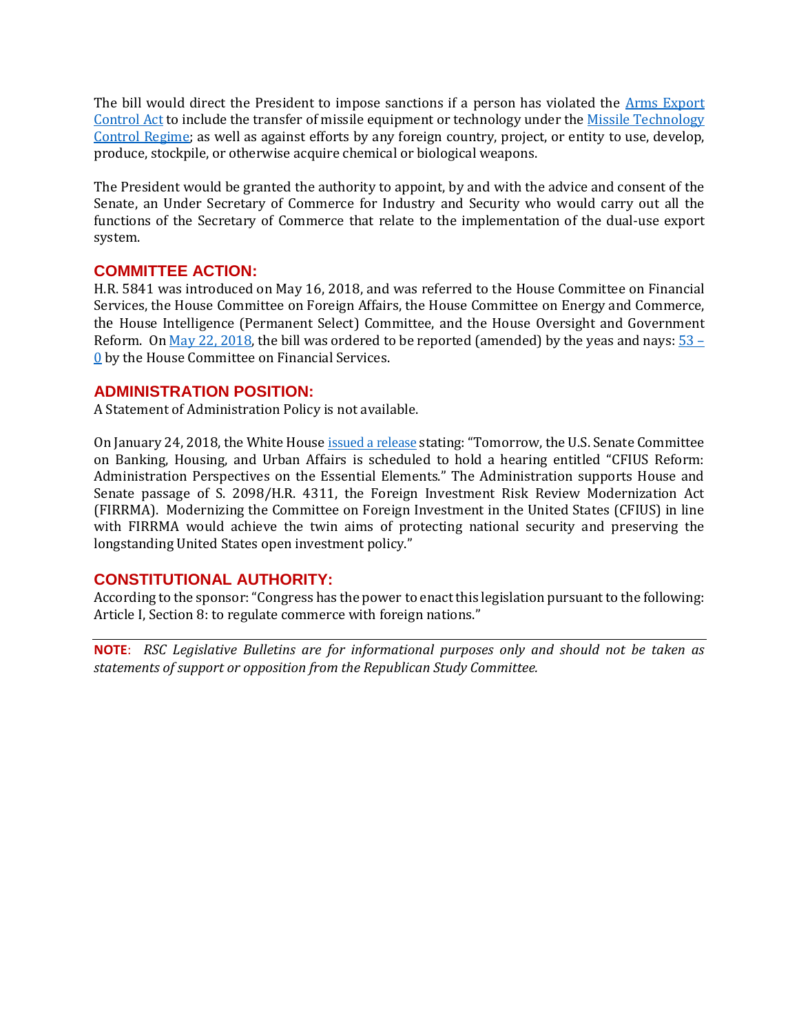The bill would direct the President to impose sanctions if a person has violated the Arms Export Control Act to include the transfer of missile equipment or technology under the Missile Technology Control Regime; as well as against efforts by any foreign country, project, or entity to use, develop, produce, stockpile, or otherwise acquire chemical or biological weapons.

The President would be granted the authority to appoint, by and with the advice and consent of the Senate, an Under Secretary of Commerce for Industry and Security who would carry out all the functions of the Secretary of Commerce that relate to the implementation of the dual-use export system.

## COMMITTEE ACTION:

H.R. 5841 was introduced on May 16, 2018, and was referred to the House Committee on Financial Services, the House Committee on Foreign Affairs, the House Committee on Energy and Commerce, the House Intelligence (Permanent Select) Committee, and the House Oversight and Government Reform. On May 22, 2018, the bill was ordered to be reported (amended) by the yeas and nays: 53 – 0 by the House Committee on Financial Services.

## ADMINISTRATION POSITION:

A Statement of Administration Policy is not available.

On January 24, 2018, the White House issued a release stating: "Tomorrow, the U.S. Senate Committee on Banking, Housing, and Urban Affairs is scheduled to hold a hearing entitled "CFIUS Reform: Administration Perspectives on the Essential Elements." The Administration supports House and Senate passage of S. 2098/H.R. 4311, the Foreign Investment Risk Review Modernization Act (FIRRMA). Modernizing the Committee on Foreign Investment in the United States (CFIUS) in line with FIRRMA would achieve the twin aims of protecting national security and preserving the longstanding United States open investment policy."

## CONSTITUTIONAL AUTHORITY:

According to the sponsor: "Congress has the power to enact this legislation pursuant to the following: Article I, Section 8: to regulate commerce with foreign nations."

---

**NOTE**: *RSC Legislative Bulletins are for informational purposes only and should not be taken as statements of support or opposition from the Republican Study Committee.*